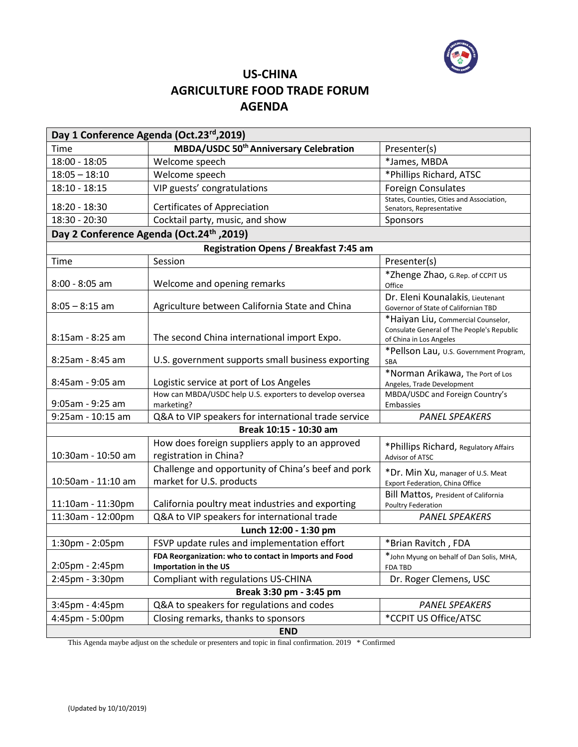# US-CHINA
# AGRICULTURE FOOD TRADE FORUM
# AGENDA

| **Day 1 Conference Agenda (Oct.23rd,2019)** | | |
|---|---|---|
| Time | **MBDA/USDC 50th Anniversary Celebration** | Presenter(s) |
| 18:00 - 18:05 | Welcome speech | *James, MBDA |
| 18:05 – 18:10 | Welcome speech | *Phillips Richard, ATSC |
| 18:10 - 18:15 | VIP guests' congratulations | Foreign Consulates |
| 18:20 - 18:30 | Certificates of Appreciation | States, Counties, Cities and Association, Senators, Representative |
| 18:30 - 20:30 | Cocktail party, music, and show | Sponsors |
| **Day 2 Conference Agenda (Oct.24th ,2019)** | | |
| | **Registration Opens / Breakfast 7:45 am** | |
| Time | Session | Presenter(s) |
| 8:00 - 8:05 am | Welcome and opening remarks | *Zhenge Zhao, G.Rep. of CCPIT US Office |
| 8:05 – 8:15 am | Agriculture between California State and China | Dr. Eleni Kounalakis, Lieutenant Governor of State of Californian TBD |
| 8:15am - 8:25 am | The second China international import Expo. | *Haiyan Liu, Commercial Counselor, Consulate General of The People's Republic of China in Los Angeles |
| 8:25am - 8:45 am | U.S. government supports small business exporting | *Pellson Lau, U.S. Government Program, SBA |
| 8:45am - 9:05 am | Logistic service at port of Los Angeles | *Norman Arikawa, The Port of Los Angeles, Trade Development |
| 9:05am - 9:25 am | How can MBDA/USDC help U.S. exporters to develop oversea marketing? | MBDA/USDC and Foreign Country's Embassies |
| 9:25am - 10:15 am | Q&A to VIP speakers for international trade service | *PANEL SPEAKERS* |
| | **Break 10:15 - 10:30 am** | |
| 10:30am - 10:50 am | How does foreign suppliers apply to an approved registration in China? | *Phillips Richard, Regulatory Affairs Advisor of ATSC |
| 10:50am - 11:10 am | Challenge and opportunity of China's beef and pork market for U.S. products | *Dr. Min Xu, manager of U.S. Meat Export Federation, China Office |
| 11:10am - 11:30pm | California poultry meat industries and exporting | Bill Mattos, President of California Poultry Federation |
| 11:30am - 12:00pm | Q&A to VIP speakers for international trade | *PANEL SPEAKERS* |
| | **Lunch 12:00 - 1:30 pm** | |
| 1:30pm - 2:05pm | FSVP update rules and implementation effort | *Brian Ravitch , FDA |
| 2:05pm - 2:45pm | **FDA Reorganization: who to contact in Imports and Food Importation in the US** | *John Myung on behalf of Dan Solis, MHA, FDA TBD |
| 2:45pm - 3:30pm | Compliant with regulations US-CHINA | Dr. Roger Clemens, USC |
| | **Break 3:30 pm - 3:45 pm** | |
| 3:45pm - 4:45pm | Q&A to speakers for regulations and codes | *PANEL SPEAKERS* |
| 4:45pm - 5:00pm | Closing remarks, thanks to sponsors | *CCPIT US Office/ATSC |
| | **END** | |

This Agenda maybe adjust on the schedule or presenters and topic in final confirmation. 2019 * Confirmed

(Updated by 10/10/2019)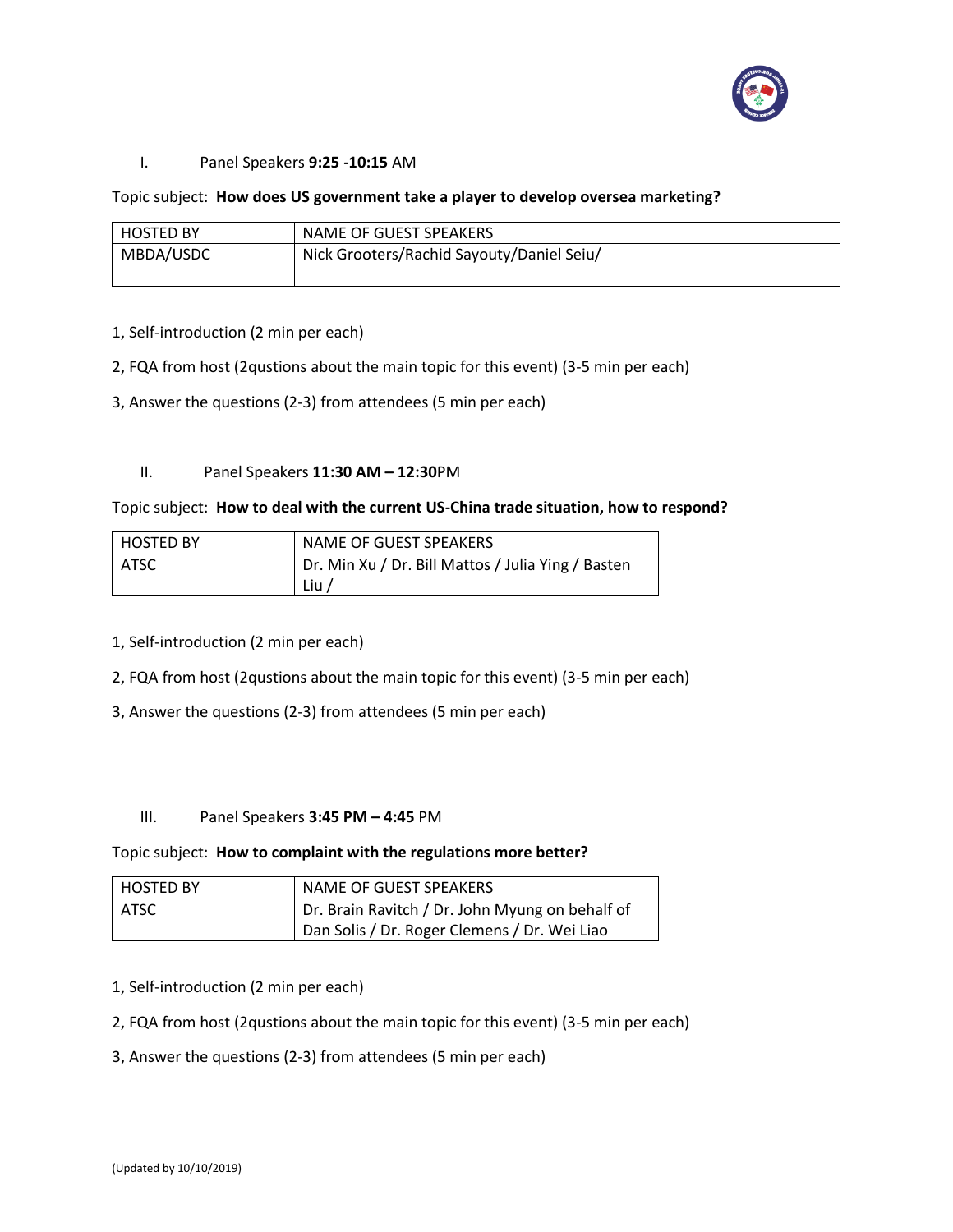## I. Panel Speakers **9:25 -10:15** AM

Topic subject: **How does US government take a player to develop oversea marketing?**

| HOSTED BY | NAME OF GUEST SPEAKERS |
|---|---|
| MBDA/USDC | Nick Grooters/Rachid Sayouty/Daniel Seiu/ |

1, Self-introduction (2 min per each)

2, FQA from host (2qustions about the main topic for this event) (3-5 min per each)

3, Answer the questions (2-3) from attendees (5 min per each)

## II. Panel Speakers **11:30 AM – 12:30**PM

Topic subject: **How to deal with the current US-China trade situation, how to respond?**

| HOSTED BY | NAME OF GUEST SPEAKERS |
|---|---|
| ATSC | Dr. Min Xu / Dr. Bill Mattos / Julia Ying / Basten Liu / |

1, Self-introduction (2 min per each)

2, FQA from host (2qustions about the main topic for this event) (3-5 min per each)

3, Answer the questions (2-3) from attendees (5 min per each)

## III. Panel Speakers **3:45 PM – 4:45** PM

Topic subject: **How to complaint with the regulations more better?**

| HOSTED BY | NAME OF GUEST SPEAKERS |
|---|---|
| ATSC | Dr. Brain Ravitch / Dr. John Myung on behalf of Dan Solis / Dr. Roger Clemens / Dr. Wei Liao |

1, Self-introduction (2 min per each)

2, FQA from host (2qustions about the main topic for this event) (3-5 min per each)

3, Answer the questions (2-3) from attendees (5 min per each)

(Updated by 10/10/2019)